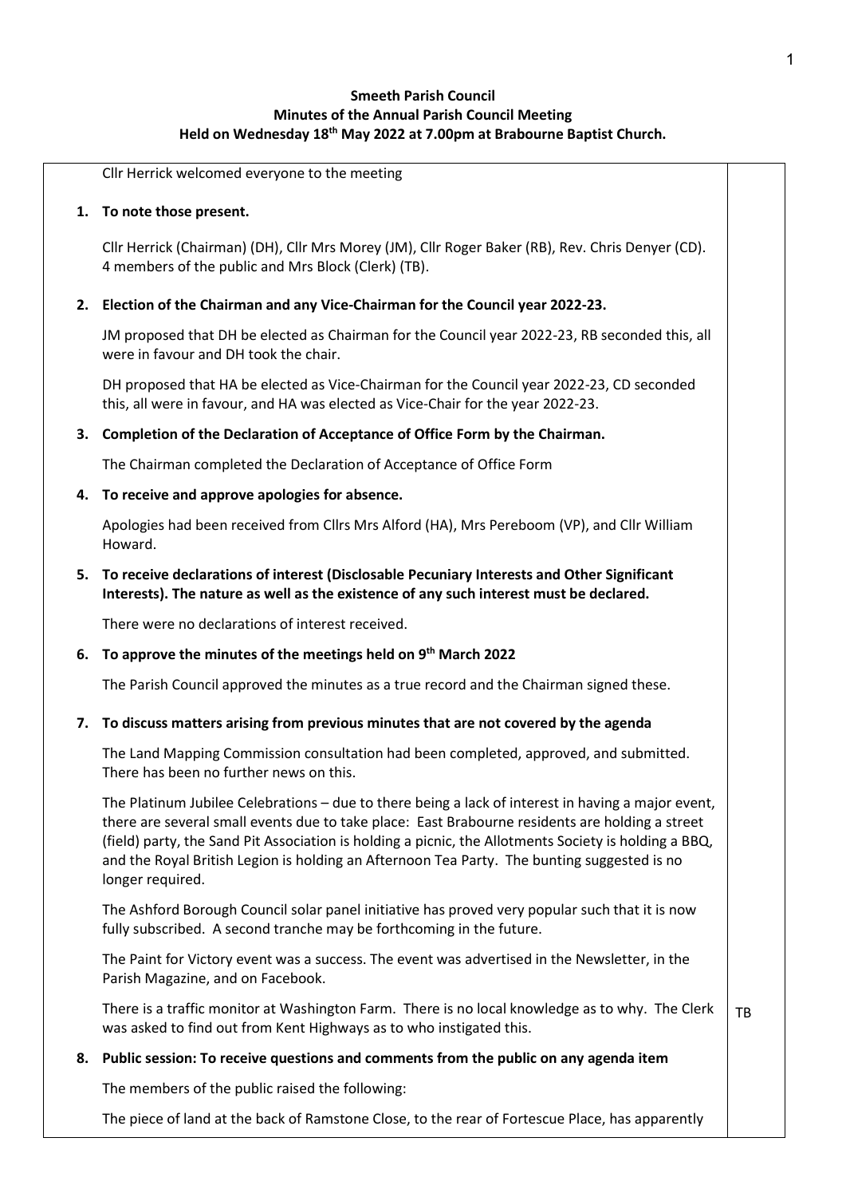**Smeeth Parish Council**
**Minutes of the Annual Parish Council Meeting**
**Held on Wednesday 18th May 2022 at 7.00pm at Brabourne Baptist Church.**

Cllr Herrick welcomed everyone to the meeting

**1. To note those present.**

Cllr Herrick (Chairman) (DH), Cllr Mrs Morey (JM), Cllr Roger Baker (RB), Rev. Chris Denyer (CD). 4 members of the public and Mrs Block (Clerk) (TB).

**2. Election of the Chairman and any Vice-Chairman for the Council year 2022-23.**

JM proposed that DH be elected as Chairman for the Council year 2022-23, RB seconded this, all were in favour and DH took the chair.

DH proposed that HA be elected as Vice-Chairman for the Council year 2022-23, CD seconded this, all were in favour, and HA was elected as Vice-Chair for the year 2022-23.

**3. Completion of the Declaration of Acceptance of Office Form by the Chairman.**

The Chairman completed the Declaration of Acceptance of Office Form

**4. To receive and approve apologies for absence.**

Apologies had been received from Cllrs Mrs Alford (HA), Mrs Pereboom (VP), and Cllr William Howard.

**5. To receive declarations of interest (Disclosable Pecuniary Interests and Other Significant Interests). The nature as well as the existence of any such interest must be declared.**

There were no declarations of interest received.

**6. To approve the minutes of the meetings held on 9th March 2022**

The Parish Council approved the minutes as a true record and the Chairman signed these.

**7. To discuss matters arising from previous minutes that are not covered by the agenda**

The Land Mapping Commission consultation had been completed, approved, and submitted. There has been no further news on this.

The Platinum Jubilee Celebrations – due to there being a lack of interest in having a major event, there are several small events due to take place: East Brabourne residents are holding a street (field) party, the Sand Pit Association is holding a picnic, the Allotments Society is holding a BBQ, and the Royal British Legion is holding an Afternoon Tea Party. The bunting suggested is no longer required.

The Ashford Borough Council solar panel initiative has proved very popular such that it is now fully subscribed. A second tranche may be forthcoming in the future.

The Paint for Victory event was a success. The event was advertised in the Newsletter, in the Parish Magazine, and on Facebook.

There is a traffic monitor at Washington Farm. There is no local knowledge as to why. The Clerk was asked to find out from Kent Highways as to who instigated this. **TB**

**8. Public session: To receive questions and comments from the public on any agenda item**

The members of the public raised the following:

The piece of land at the back of Ramstone Close, to the rear of Fortescue Place, has apparently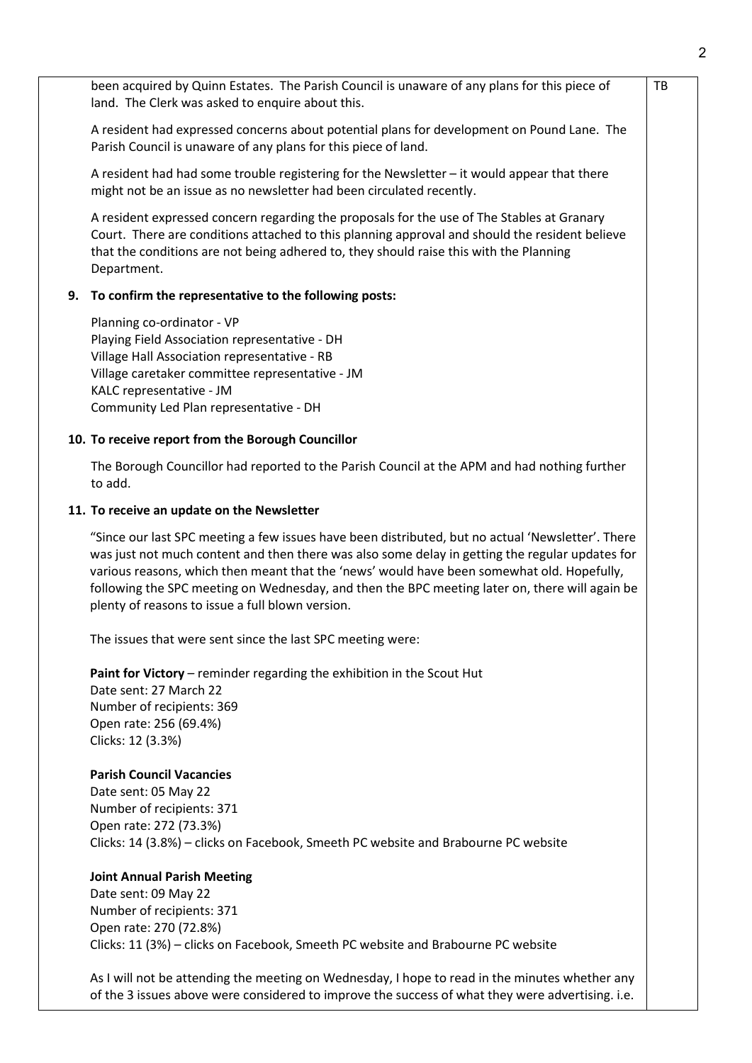been acquired by Quinn Estates. The Parish Council is unaware of any plans for this piece of land. The Clerk was asked to enquire about this. TB

A resident had expressed concerns about potential plans for development on Pound Lane. The Parish Council is unaware of any plans for this piece of land.

A resident had had some trouble registering for the Newsletter – it would appear that there might not be an issue as no newsletter had been circulated recently.

A resident expressed concern regarding the proposals for the use of The Stables at Granary Court. There are conditions attached to this planning approval and should the resident believe that the conditions are not being adhered to, they should raise this with the Planning Department.

**9. To confirm the representative to the following posts:**

Planning co-ordinator - VP
Playing Field Association representative - DH
Village Hall Association representative - RB
Village caretaker committee representative - JM
KALC representative - JM
Community Led Plan representative - DH

**10. To receive report from the Borough Councillor**

The Borough Councillor had reported to the Parish Council at the APM and had nothing further to add.

**11. To receive an update on the Newsletter**

"Since our last SPC meeting a few issues have been distributed, but no actual 'Newsletter'. There was just not much content and then there was also some delay in getting the regular updates for various reasons, which then meant that the 'news' would have been somewhat old. Hopefully, following the SPC meeting on Wednesday, and then the BPC meeting later on, there will again be plenty of reasons to issue a full blown version.

The issues that were sent since the last SPC meeting were:

**Paint for Victory** – reminder regarding the exhibition in the Scout Hut
Date sent: 27 March 22
Number of recipients: 369
Open rate: 256 (69.4%)
Clicks: 12 (3.3%)

**Parish Council Vacancies**
Date sent: 05 May 22
Number of recipients: 371
Open rate: 272 (73.3%)
Clicks: 14 (3.8%) – clicks on Facebook, Smeeth PC website and Brabourne PC website

**Joint Annual Parish Meeting**
Date sent: 09 May 22
Number of recipients: 371
Open rate: 270 (72.8%)
Clicks: 11 (3%) – clicks on Facebook, Smeeth PC website and Brabourne PC website

As I will not be attending the meeting on Wednesday, I hope to read in the minutes whether any of the 3 issues above were considered to improve the success of what they were advertising. i.e.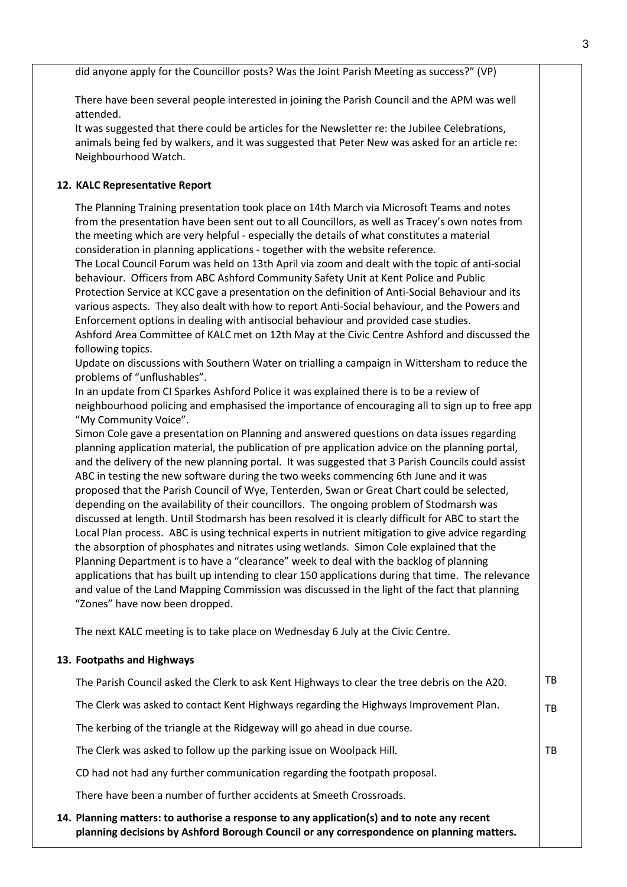did anyone apply for the Councillor posts? Was the Joint Parish Meeting as success?" (VP)

There have been several people interested in joining the Parish Council and the APM was well attended.
It was suggested that there could be articles for the Newsletter re: the Jubilee Celebrations, animals being fed by walkers, and it was suggested that Peter New was asked for an article re: Neighbourhood Watch.

**12. KALC Representative Report**

The Planning Training presentation took place on 14th March via Microsoft Teams and notes from the presentation have been sent out to all Councillors, as well as Tracey's own notes from the meeting which are very helpful - especially the details of what constitutes a material consideration in planning applications - together with the website reference.
The Local Council Forum was held on 13th April via zoom and dealt with the topic of anti-social behaviour. Officers from ABC Ashford Community Safety Unit at Kent Police and Public Protection Service at KCC gave a presentation on the definition of Anti-Social Behaviour and its various aspects. They also dealt with how to report Anti-Social behaviour, and the Powers and Enforcement options in dealing with antisocial behaviour and provided case studies.
Ashford Area Committee of KALC met on 12th May at the Civic Centre Ashford and discussed the following topics.
Update on discussions with Southern Water on trialling a campaign in Wittersham to reduce the problems of "unflushables".
In an update from CI Sparkes Ashford Police it was explained there is to be a review of neighbourhood policing and emphasised the importance of encouraging all to sign up to free app "My Community Voice".
Simon Cole gave a presentation on Planning and answered questions on data issues regarding planning application material, the publication of pre application advice on the planning portal, and the delivery of the new planning portal. It was suggested that 3 Parish Councils could assist ABC in testing the new software during the two weeks commencing 6th June and it was proposed that the Parish Council of Wye, Tenterden, Swan or Great Chart could be selected, depending on the availability of their councillors. The ongoing problem of Stodmarsh was discussed at length. Until Stodmarsh has been resolved it is clearly difficult for ABC to start the Local Plan process. ABC is using technical experts in nutrient mitigation to give advice regarding the absorption of phosphates and nitrates using wetlands. Simon Cole explained that the Planning Department is to have a "clearance" week to deal with the backlog of planning applications that has built up intending to clear 150 applications during that time. The relevance and value of the Land Mapping Commission was discussed in the light of the fact that planning "Zones" have now been dropped.

The next KALC meeting is to take place on Wednesday 6 July at the Civic Centre.

**13. Footpaths and Highways**

The Parish Council asked the Clerk to ask Kent Highways to clear the tree debris on the A20. — TB

The Clerk was asked to contact Kent Highways regarding the Highways Improvement Plan. — TB

The kerbing of the triangle at the Ridgeway will go ahead in due course.

The Clerk was asked to follow up the parking issue on Woolpack Hill. — TB

CD had not had any further communication regarding the footpath proposal.

There have been a number of further accidents at Smeeth Crossroads.

**14. Planning matters: to authorise a response to any application(s) and to note any recent planning decisions by Ashford Borough Council or any correspondence on planning matters.**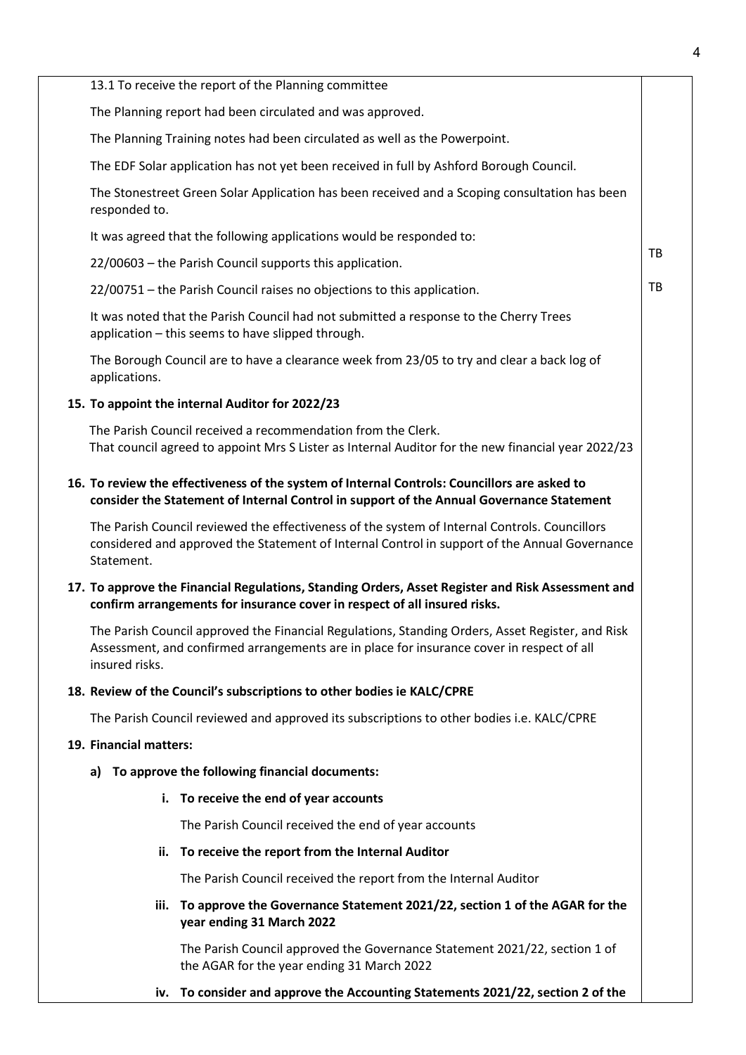13.1 To receive the report of the Planning committee

The Planning report had been circulated and was approved.

The Planning Training notes had been circulated as well as the Powerpoint.

The EDF Solar application has not yet been received in full by Ashford Borough Council.

The Stonestreet Green Solar Application has been received and a Scoping consultation has been responded to.

It was agreed that the following applications would be responded to:

22/00603 – the Parish Council supports this application. **TB**

22/00751 – the Parish Council raises no objections to this application. **TB**

It was noted that the Parish Council had not submitted a response to the Cherry Trees application – this seems to have slipped through.

The Borough Council are to have a clearance week from 23/05 to try and clear a back log of applications.

**15. To appoint the internal Auditor for 2022/23**

The Parish Council received a recommendation from the Clerk.
That council agreed to appoint Mrs S Lister as Internal Auditor for the new financial year 2022/23

**16. To review the effectiveness of the system of Internal Controls: Councillors are asked to consider the Statement of Internal Control in support of the Annual Governance Statement**

The Parish Council reviewed the effectiveness of the system of Internal Controls. Councillors considered and approved the Statement of Internal Control in support of the Annual Governance Statement.

**17. To approve the Financial Regulations, Standing Orders, Asset Register and Risk Assessment and confirm arrangements for insurance cover in respect of all insured risks.**

The Parish Council approved the Financial Regulations, Standing Orders, Asset Register, and Risk Assessment, and confirmed arrangements are in place for insurance cover in respect of all insured risks.

**18. Review of the Council's subscriptions to other bodies ie KALC/CPRE**

The Parish Council reviewed and approved its subscriptions to other bodies i.e. KALC/CPRE

**19. Financial matters:**

**a) To approve the following financial documents:**

**i. To receive the end of year accounts**

The Parish Council received the end of year accounts

**ii. To receive the report from the Internal Auditor**

The Parish Council received the report from the Internal Auditor

**iii. To approve the Governance Statement 2021/22, section 1 of the AGAR for the year ending 31 March 2022**

The Parish Council approved the Governance Statement 2021/22, section 1 of the AGAR for the year ending 31 March 2022

**iv. To consider and approve the Accounting Statements 2021/22, section 2 of the**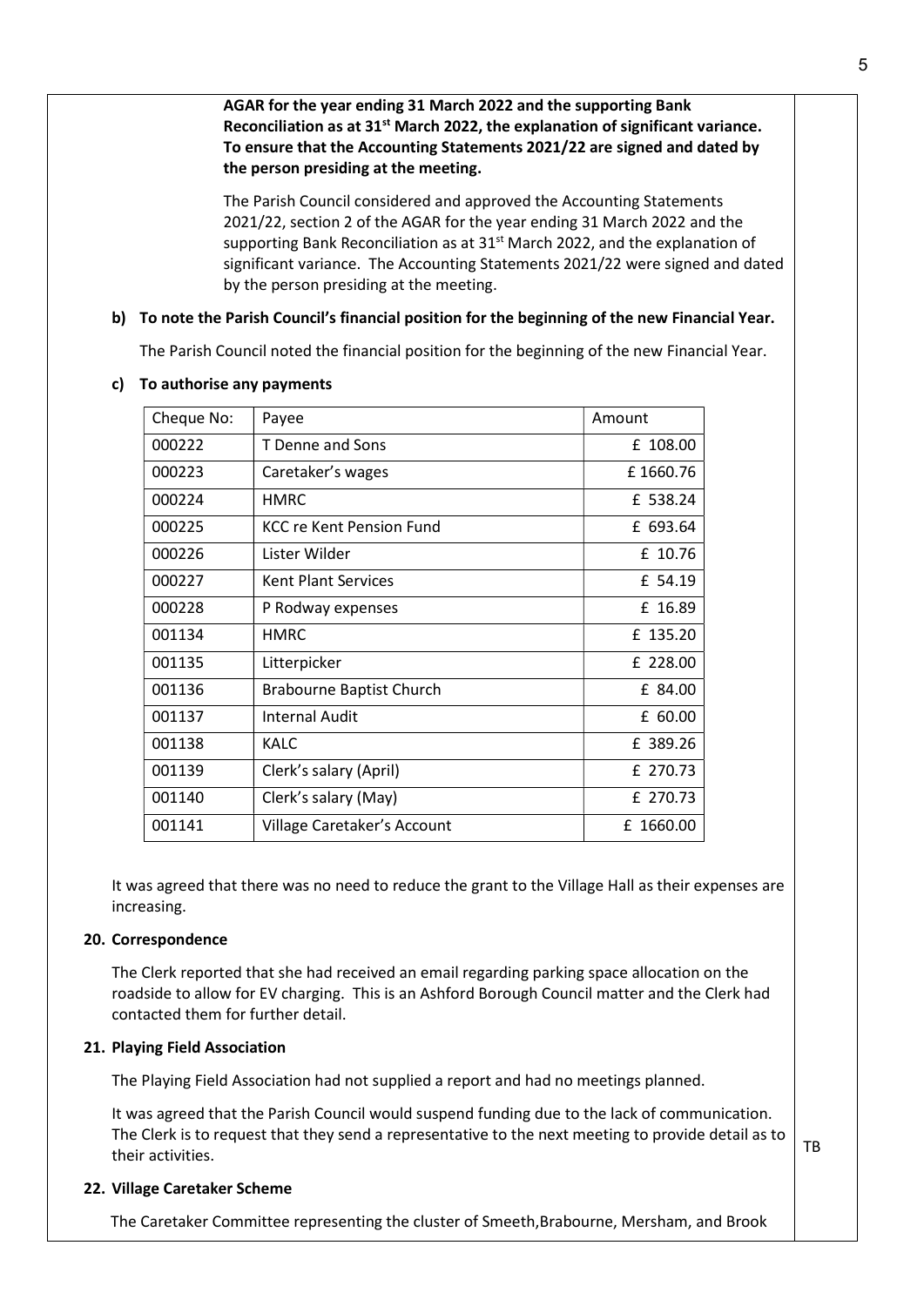**AGAR for the year ending 31 March 2022 and the supporting Bank Reconciliation as at 31st March 2022, the explanation of significant variance. To ensure that the Accounting Statements 2021/22 are signed and dated by the person presiding at the meeting.**

The Parish Council considered and approved the Accounting Statements 2021/22, section 2 of the AGAR for the year ending 31 March 2022 and the supporting Bank Reconciliation as at 31st March 2022, and the explanation of significant variance. The Accounting Statements 2021/22 were signed and dated by the person presiding at the meeting.

**b) To note the Parish Council's financial position for the beginning of the new Financial Year.**

The Parish Council noted the financial position for the beginning of the new Financial Year.

**c) To authorise any payments**

| Cheque No: | Payee | Amount |
|---|---|---|
| 000222 | T Denne and Sons | £ 108.00 |
| 000223 | Caretaker's wages | £ 1660.76 |
| 000224 | HMRC | £ 538.24 |
| 000225 | KCC re Kent Pension Fund | £ 693.64 |
| 000226 | Lister Wilder | £ 10.76 |
| 000227 | Kent Plant Services | £ 54.19 |
| 000228 | P Rodway expenses | £ 16.89 |
| 001134 | HMRC | £ 135.20 |
| 001135 | Litterpicker | £ 228.00 |
| 001136 | Brabourne Baptist Church | £ 84.00 |
| 001137 | Internal Audit | £ 60.00 |
| 001138 | KALC | £ 389.26 |
| 001139 | Clerk's salary (April) | £ 270.73 |
| 001140 | Clerk's salary (May) | £ 270.73 |
| 001141 | Village Caretaker's Account | £ 1660.00 |

It was agreed that there was no need to reduce the grant to the Village Hall as their expenses are increasing.

**20. Correspondence**

The Clerk reported that she had received an email regarding parking space allocation on the roadside to allow for EV charging. This is an Ashford Borough Council matter and the Clerk had contacted them for further detail.

**21. Playing Field Association**

The Playing Field Association had not supplied a report and had no meetings planned.

It was agreed that the Parish Council would suspend funding due to the lack of communication. The Clerk is to request that they send a representative to the next meeting to provide detail as to their activities. TB

**22. Village Caretaker Scheme**

The Caretaker Committee representing the cluster of Smeeth,Brabourne, Mersham, and Brook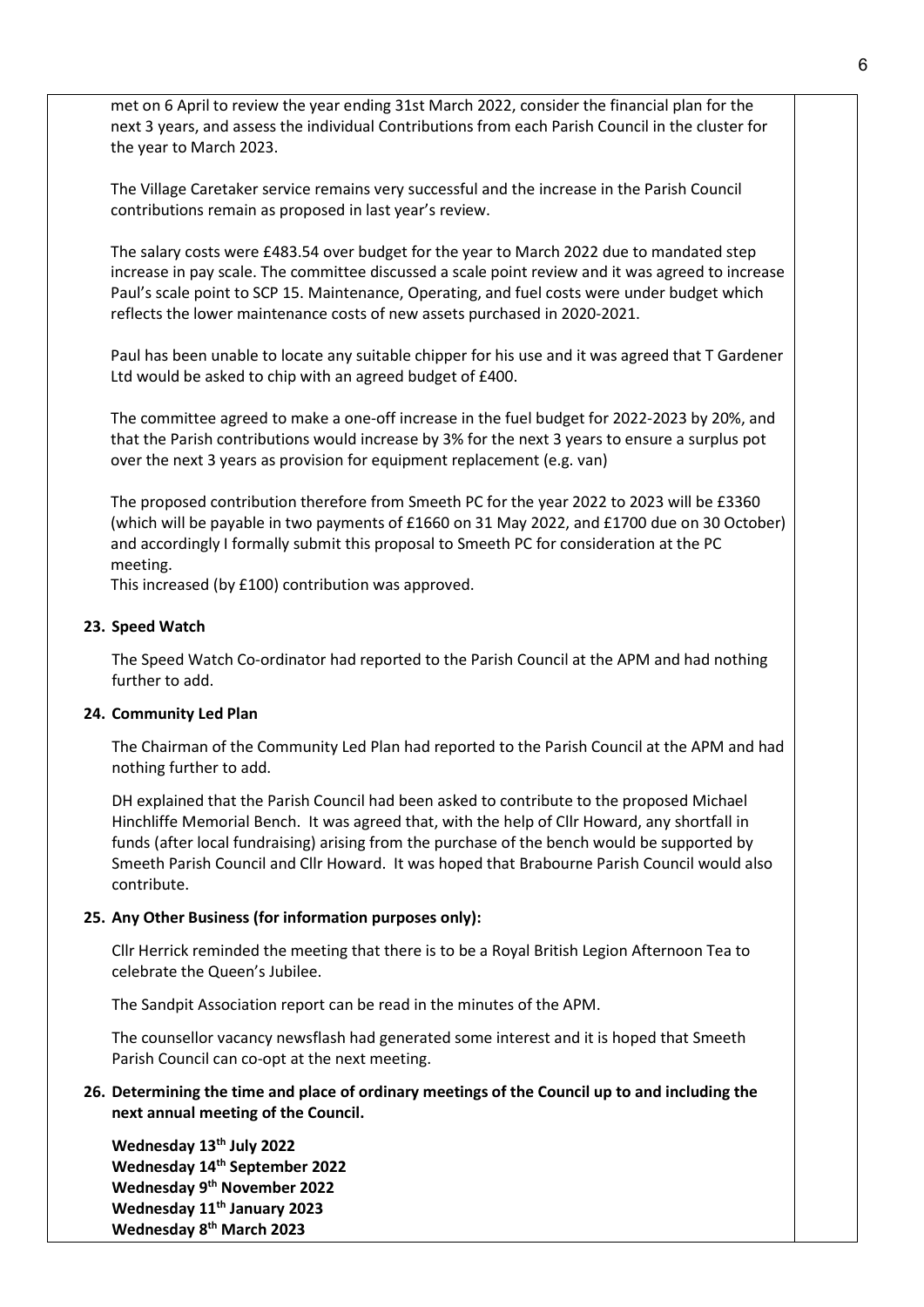met on 6 April to review the year ending 31st March 2022, consider the financial plan for the next 3 years, and assess the individual Contributions from each Parish Council in the cluster for the year to March 2023.

The Village Caretaker service remains very successful and the increase in the Parish Council contributions remain as proposed in last year's review.

The salary costs were £483.54 over budget for the year to March 2022 due to mandated step increase in pay scale. The committee discussed a scale point review and it was agreed to increase Paul's scale point to SCP 15. Maintenance, Operating, and fuel costs were under budget which reflects the lower maintenance costs of new assets purchased in 2020-2021.

Paul has been unable to locate any suitable chipper for his use and it was agreed that T Gardener Ltd would be asked to chip with an agreed budget of £400.

The committee agreed to make a one-off increase in the fuel budget for 2022-2023 by 20%, and that the Parish contributions would increase by 3% for the next 3 years to ensure a surplus pot over the next 3 years as provision for equipment replacement (e.g. van)

The proposed contribution therefore from Smeeth PC for the year 2022 to 2023 will be £3360 (which will be payable in two payments of £1660 on 31 May 2022, and £1700 due on 30 October) and accordingly I formally submit this proposal to Smeeth PC for consideration at the PC meeting.
This increased (by £100) contribution was approved.

**23. Speed Watch**

The Speed Watch Co-ordinator had reported to the Parish Council at the APM and had nothing further to add.

**24. Community Led Plan**

The Chairman of the Community Led Plan had reported to the Parish Council at the APM and had nothing further to add.

DH explained that the Parish Council had been asked to contribute to the proposed Michael Hinchliffe Memorial Bench. It was agreed that, with the help of Cllr Howard, any shortfall in funds (after local fundraising) arising from the purchase of the bench would be supported by Smeeth Parish Council and Cllr Howard. It was hoped that Brabourne Parish Council would also contribute.

**25. Any Other Business (for information purposes only):**

Cllr Herrick reminded the meeting that there is to be a Royal British Legion Afternoon Tea to celebrate the Queen's Jubilee.

The Sandpit Association report can be read in the minutes of the APM.

The counsellor vacancy newsflash had generated some interest and it is hoped that Smeeth Parish Council can co-opt at the next meeting.

**26. Determining the time and place of ordinary meetings of the Council up to and including the next annual meeting of the Council.**

**Wednesday 13th July 2022**
**Wednesday 14th September 2022**
**Wednesday 9th November 2022**
**Wednesday 11th January 2023**
**Wednesday 8th March 2023**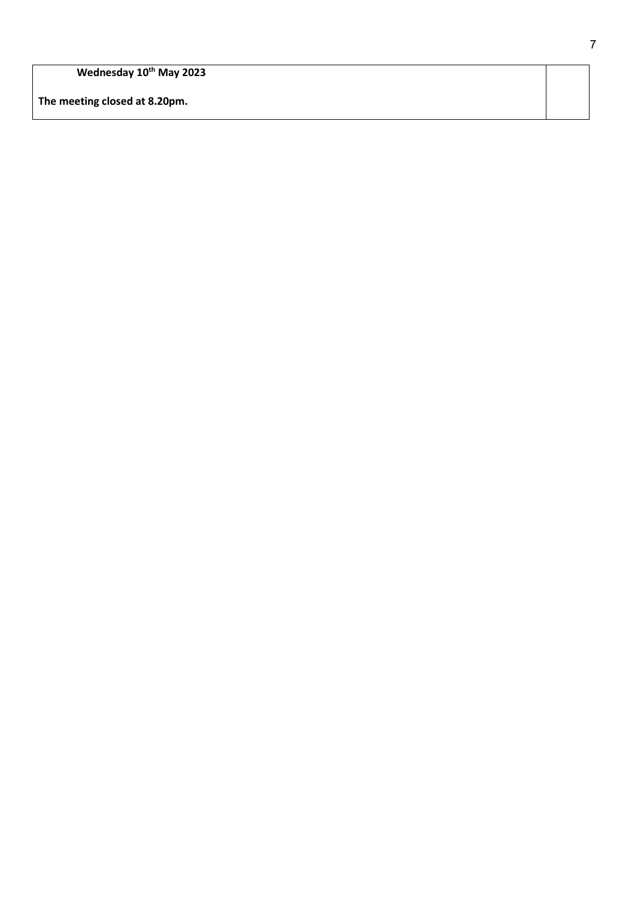| | |
|---|---|
| **Wednesday 10th May 2023**<br><br>**The meeting closed at 8.20pm.** | |